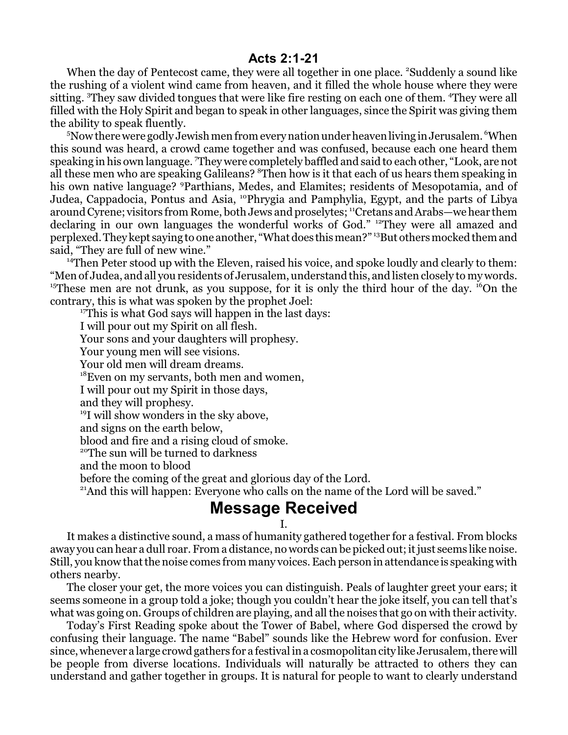## Acts 2:1-21

When the day of Pentecost came, they were all together in one place. [2]Suddenly a sound like the rushing of a violent wind came from heaven, and it filled the whole house where they were sitting. [3]They saw divided tongues that were like fire resting on each one of them. [4]They were all filled with the Holy Spirit and began to speak in other languages, since the Spirit was giving them the ability to speak fluently.

[5]Now there were godly Jewish men from every nation under heaven living in Jerusalem. [6]When this sound was heard, a crowd came together and was confused, because each one heard them speaking in his own language. [7]They were completely baffled and said to each other, "Look, are not all these men who are speaking Galileans? [8]Then how is it that each of us hears them speaking in his own native language? [9]Parthians, Medes, and Elamites; residents of Mesopotamia, and of Judea, Cappadocia, Pontus and Asia, [10]Phrygia and Pamphylia, Egypt, and the parts of Libya around Cyrene; visitors from Rome, both Jews and proselytes; [11]Cretans and Arabs—we hear them declaring in our own languages the wonderful works of God." [12]They were all amazed and perplexed. They kept saying to one another, "What does this mean?" [13]But others mocked them and said, "They are full of new wine."

[14]Then Peter stood up with the Eleven, raised his voice, and spoke loudly and clearly to them: "Men of Judea, and all you residents of Jerusalem, understand this, and listen closely to my words. [15]These men are not drunk, as you suppose, for it is only the third hour of the day. [16]On the contrary, this is what was spoken by the prophet Joel:

> [17]This is what God says will happen in the last days:
> I will pour out my Spirit on all flesh.
> Your sons and your daughters will prophesy.
> Your young men will see visions.
> Your old men will dream dreams.
> [18]Even on my servants, both men and women,
> I will pour out my Spirit in those days,
> and they will prophesy.
> [19]I will show wonders in the sky above,
> and signs on the earth below,
> blood and fire and a rising cloud of smoke.
> [20]The sun will be turned to darkness
> and the moon to blood
> before the coming of the great and glorious day of the Lord.
> [21]And this will happen: Everyone who calls on the name of the Lord will be saved."

# Message Received

I.

It makes a distinctive sound, a mass of humanity gathered together for a festival. From blocks away you can hear a dull roar. From a distance, no words can be picked out; it just seems like noise. Still, you know that the noise comes from many voices. Each person in attendance is speaking with others nearby.

The closer your get, the more voices you can distinguish. Peals of laughter greet your ears; it seems someone in a group told a joke; though you couldn't hear the joke itself, you can tell that's what was going on. Groups of children are playing, and all the noises that go on with their activity.

Today's First Reading spoke about the Tower of Babel, where God dispersed the crowd by confusing their language. The name "Babel" sounds like the Hebrew word for confusion. Ever since, whenever a large crowd gathers for a festival in a cosmopolitan city like Jerusalem, there will be people from diverse locations. Individuals will naturally be attracted to others they can understand and gather together in groups. It is natural for people to want to clearly understand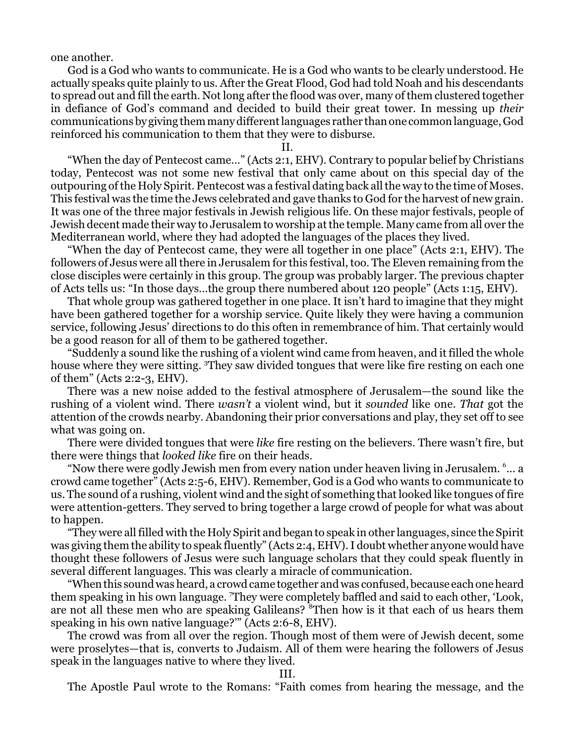one another.

God is a God who wants to communicate. He is a God who wants to be clearly understood. He actually speaks quite plainly to us. After the Great Flood, God had told Noah and his descendants to spread out and fill the earth. Not long after the flood was over, many of them clustered together in defiance of God's command and decided to build their great tower. In messing up *their* communications by giving them many different languages rather than one common language, God reinforced his communication to them that they were to disburse.

II.

"When the day of Pentecost came..." (Acts 2:1, EHV). Contrary to popular belief by Christians today, Pentecost was not some new festival that only came about on this special day of the outpouring of the Holy Spirit. Pentecost was a festival dating back all the way to the time of Moses. This festival was the time the Jews celebrated and gave thanks to God for the harvest of new grain. It was one of the three major festivals in Jewish religious life. On these major festivals, people of Jewish decent made their way to Jerusalem to worship at the temple. Many came from all over the Mediterranean world, where they had adopted the languages of the places they lived.

"When the day of Pentecost came, they were all together in one place" (Acts 2:1, EHV). The followers of Jesus were all there in Jerusalem for this festival, too. The Eleven remaining from the close disciples were certainly in this group. The group was probably larger. The previous chapter of Acts tells us: "In those days...the group there numbered about 120 people" (Acts 1:15, EHV).

That whole group was gathered together in one place. It isn't hard to imagine that they might have been gathered together for a worship service. Quite likely they were having a communion service, following Jesus' directions to do this often in remembrance of him. That certainly would be a good reason for all of them to be gathered together.

"Suddenly a sound like the rushing of a violent wind came from heaven, and it filled the whole house where they were sitting. [3]They saw divided tongues that were like fire resting on each one of them" (Acts 2:2-3, EHV).

There was a new noise added to the festival atmosphere of Jerusalem—the sound like the rushing of a violent wind. There *wasn't* a violent wind, but it *sounded* like one. *That* got the attention of the crowds nearby. Abandoning their prior conversations and play, they set off to see what was going on.

There were divided tongues that were *like* fire resting on the believers. There wasn't fire, but there were things that *looked like* fire on their heads.

"Now there were godly Jewish men from every nation under heaven living in Jerusalem. [6]... a crowd came together" (Acts 2:5-6, EHV). Remember, God is a God who wants to communicate to us. The sound of a rushing, violent wind and the sight of something that looked like tongues of fire were attention-getters. They served to bring together a large crowd of people for what was about to happen.

"They were all filled with the Holy Spirit and began to speak in other languages, since the Spirit was giving them the ability to speak fluently" (Acts 2:4, EHV). I doubt whether anyone would have thought these followers of Jesus were such language scholars that they could speak fluently in several different languages. This was clearly a miracle of communication.

"When this sound was heard, a crowd came together and was confused, because each one heard them speaking in his own language. [7]They were completely baffled and said to each other, 'Look, are not all these men who are speaking Galileans? [8]Then how is it that each of us hears them speaking in his own native language?'" (Acts 2:6-8, EHV).

The crowd was from all over the region. Though most of them were of Jewish decent, some were proselytes—that is, converts to Judaism. All of them were hearing the followers of Jesus speak in the languages native to where they lived.

III.

The Apostle Paul wrote to the Romans: "Faith comes from hearing the message, and the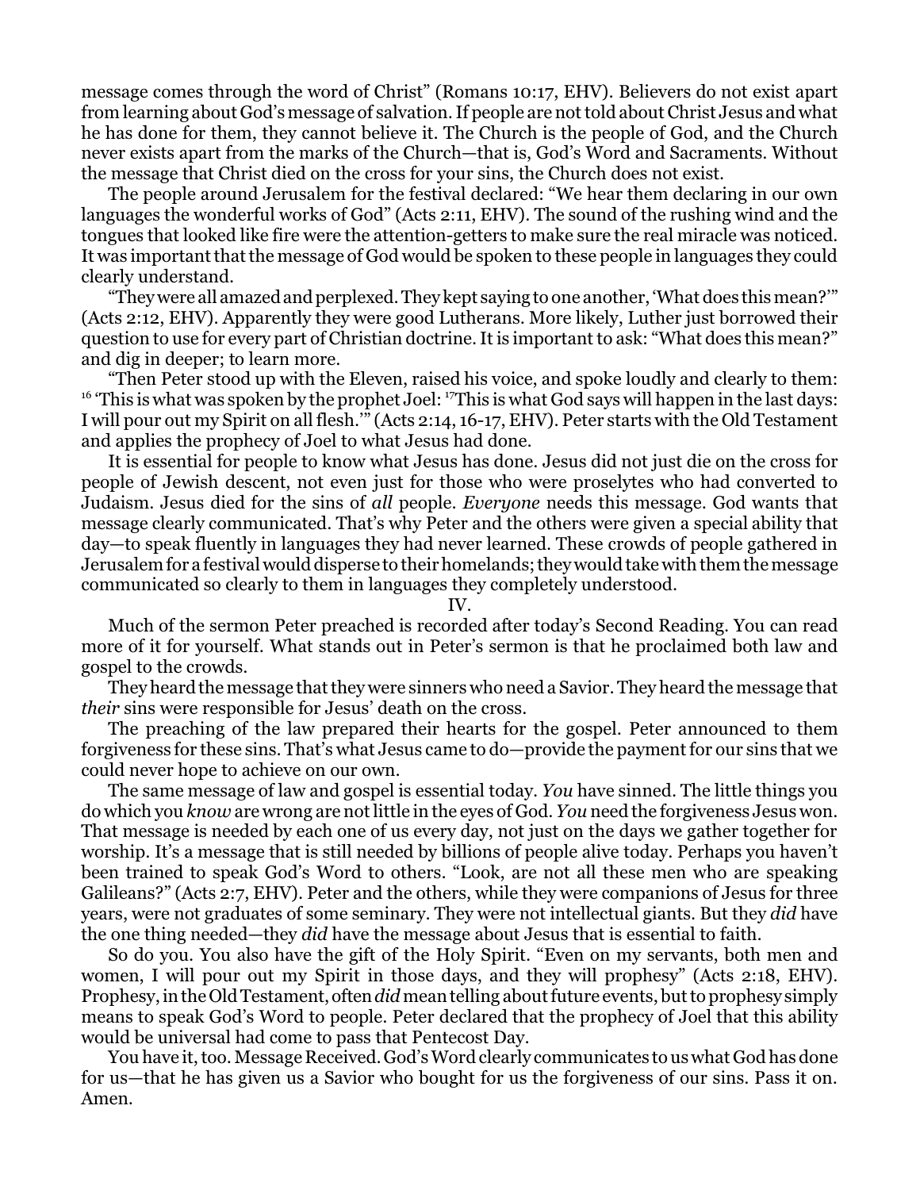message comes through the word of Christ" (Romans 10:17, EHV). Believers do not exist apart from learning about God's message of salvation. If people are not told about Christ Jesus and what he has done for them, they cannot believe it. The Church is the people of God, and the Church never exists apart from the marks of the Church—that is, God's Word and Sacraments. Without the message that Christ died on the cross for your sins, the Church does not exist.

The people around Jerusalem for the festival declared: "We hear them declaring in our own languages the wonderful works of God" (Acts 2:11, EHV). The sound of the rushing wind and the tongues that looked like fire were the attention-getters to make sure the real miracle was noticed. It was important that the message of God would be spoken to these people in languages they could clearly understand.

"They were all amazed and perplexed. They kept saying to one another, 'What does this mean?'" (Acts 2:12, EHV). Apparently they were good Lutherans. More likely, Luther just borrowed their question to use for every part of Christian doctrine. It is important to ask: "What does this mean?" and dig in deeper; to learn more.

"Then Peter stood up with the Eleven, raised his voice, and spoke loudly and clearly to them: [16] 'This is what was spoken by the prophet Joel: [17]This is what God says will happen in the last days: I will pour out my Spirit on all flesh.'" (Acts 2:14, 16-17, EHV). Peter starts with the Old Testament and applies the prophecy of Joel to what Jesus had done.

It is essential for people to know what Jesus has done. Jesus did not just die on the cross for people of Jewish descent, not even just for those who were proselytes who had converted to Judaism. Jesus died for the sins of *all* people. *Everyone* needs this message. God wants that message clearly communicated. That's why Peter and the others were given a special ability that day—to speak fluently in languages they had never learned. These crowds of people gathered in Jerusalem for a festival would disperse to their homelands; they would take with them the message communicated so clearly to them in languages they completely understood.

IV.

Much of the sermon Peter preached is recorded after today's Second Reading. You can read more of it for yourself. What stands out in Peter's sermon is that he proclaimed both law and gospel to the crowds.

They heard the message that they were sinners who need a Savior. They heard the message that *their* sins were responsible for Jesus' death on the cross.

The preaching of the law prepared their hearts for the gospel. Peter announced to them forgiveness for these sins. That's what Jesus came to do—provide the payment for our sins that we could never hope to achieve on our own.

The same message of law and gospel is essential today. *You* have sinned. The little things you do which you *know* are wrong are not little in the eyes of God. *You* need the forgiveness Jesus won. That message is needed by each one of us every day, not just on the days we gather together for worship. It's a message that is still needed by billions of people alive today. Perhaps you haven't been trained to speak God's Word to others. "Look, are not all these men who are speaking Galileans?" (Acts 2:7, EHV). Peter and the others, while they were companions of Jesus for three years, were not graduates of some seminary. They were not intellectual giants. But they *did* have the one thing needed—they *did* have the message about Jesus that is essential to faith.

So do you. You also have the gift of the Holy Spirit. "Even on my servants, both men and women, I will pour out my Spirit in those days, and they will prophesy" (Acts 2:18, EHV). Prophesy, in the Old Testament, often *did* mean telling about future events, but to prophesy simply means to speak God's Word to people. Peter declared that the prophecy of Joel that this ability would be universal had come to pass that Pentecost Day.

You have it, too. Message Received. God's Word clearly communicates to us what God has done for us—that he has given us a Savior who bought for us the forgiveness of our sins. Pass it on. Amen.